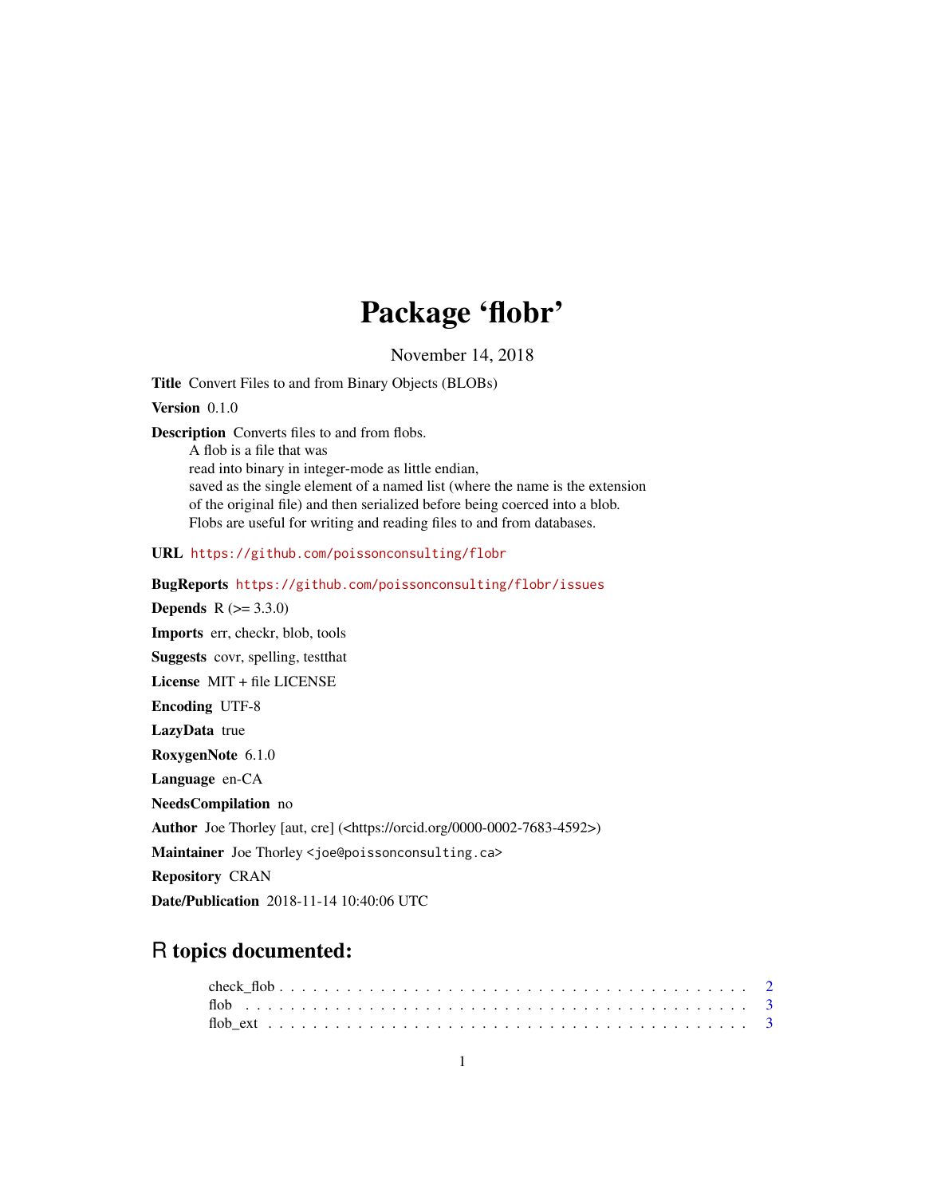# Package 'flobr'

November 14, 2018

**Title** Convert Files to and from Binary Objects (BLOBs)

**Version** 0.1.0

**Description** Converts files to and from flobs.
A flob is a file that was
read into binary in integer-mode as little endian,
saved as the single element of a named list (where the name is the extension
of the original file) and then serialized before being coerced into a blob.
Flobs are useful for writing and reading files to and from databases.

**URL** https://github.com/poissonconsulting/flobr

**BugReports** https://github.com/poissonconsulting/flobr/issues

**Depends** R (>= 3.3.0)

**Imports** err, checkr, blob, tools

**Suggests** covr, spelling, testthat

**License** MIT + file LICENSE

**Encoding** UTF-8

**LazyData** true

**RoxygenNote** 6.1.0

**Language** en-CA

**NeedsCompilation** no

**Author** Joe Thorley [aut, cre] (<https://orcid.org/0000-0002-7683-4592>)

**Maintainer** Joe Thorley <joe@poissonconsulting.ca>

**Repository** CRAN

**Date/Publication** 2018-11-14 10:40:06 UTC

## R topics documented:

check_flob . . . . . . . . . . . . . . . . . . . . . . . . . . . . . . . . . . . . . . . . 2
flob . . . . . . . . . . . . . . . . . . . . . . . . . . . . . . . . . . . . . . . . . . . 3
flob_ext . . . . . . . . . . . . . . . . . . . . . . . . . . . . . . . . . . . . . . . . . 3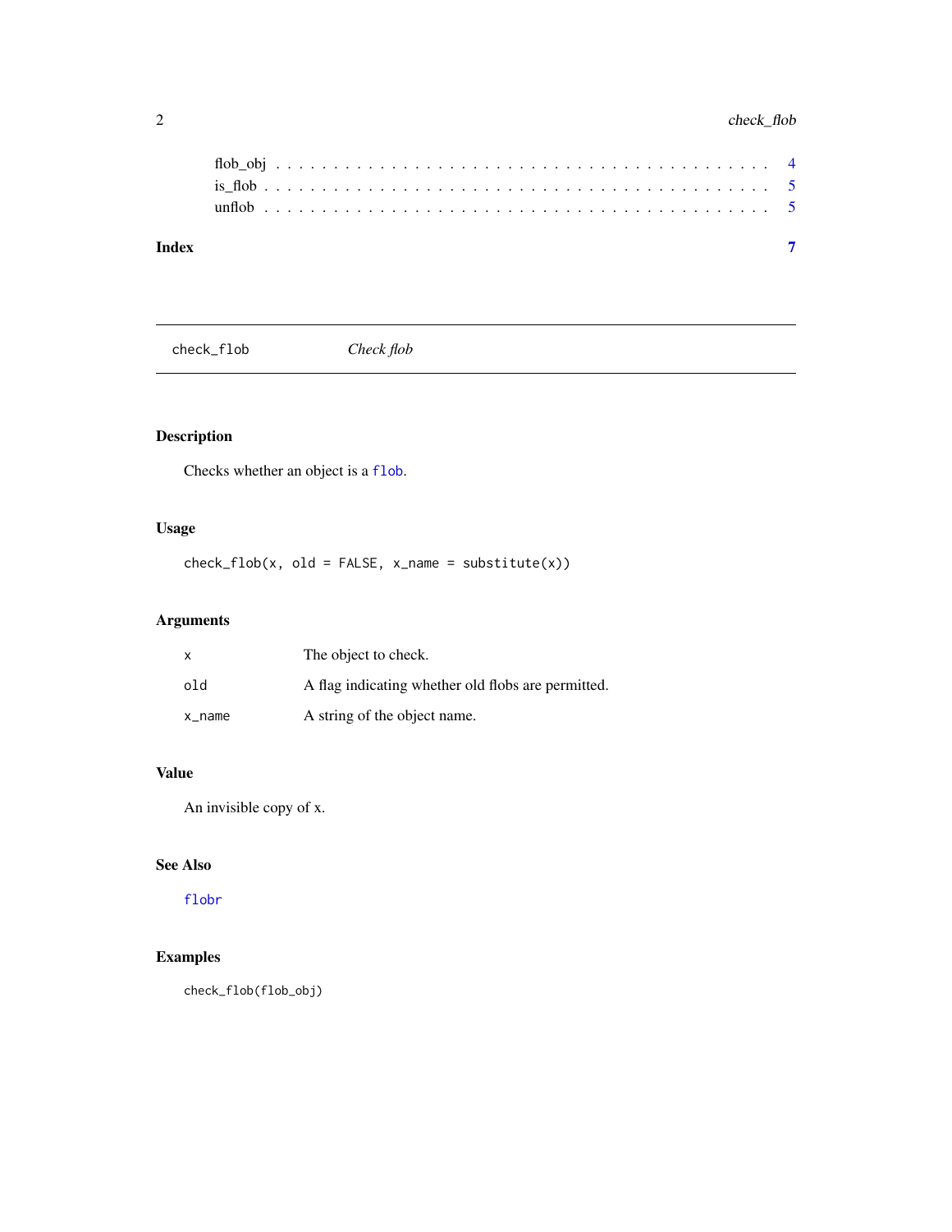flob_obj . . . . . . . . . . . . . . . . . . . . . . . . . . . . . . . . . . . . . . . 4
is_flob . . . . . . . . . . . . . . . . . . . . . . . . . . . . . . . . . . . . . . . . 5
unflob . . . . . . . . . . . . . . . . . . . . . . . . . . . . . . . . . . . . . . . . 5

**Index** **7**

---

## check_flob *Check flob*

---

### Description

Checks whether an object is a `flob`.

### Usage

```
check_flob(x, old = FALSE, x_name = substitute(x))
```

### Arguments

| | |
|---|---|
| `x` | The object to check. |
| `old` | A flag indicating whether old flobs are permitted. |
| `x_name` | A string of the object name. |

### Value

An invisible copy of x.

### See Also

`flobr`

### Examples

```
check_flob(flob_obj)
```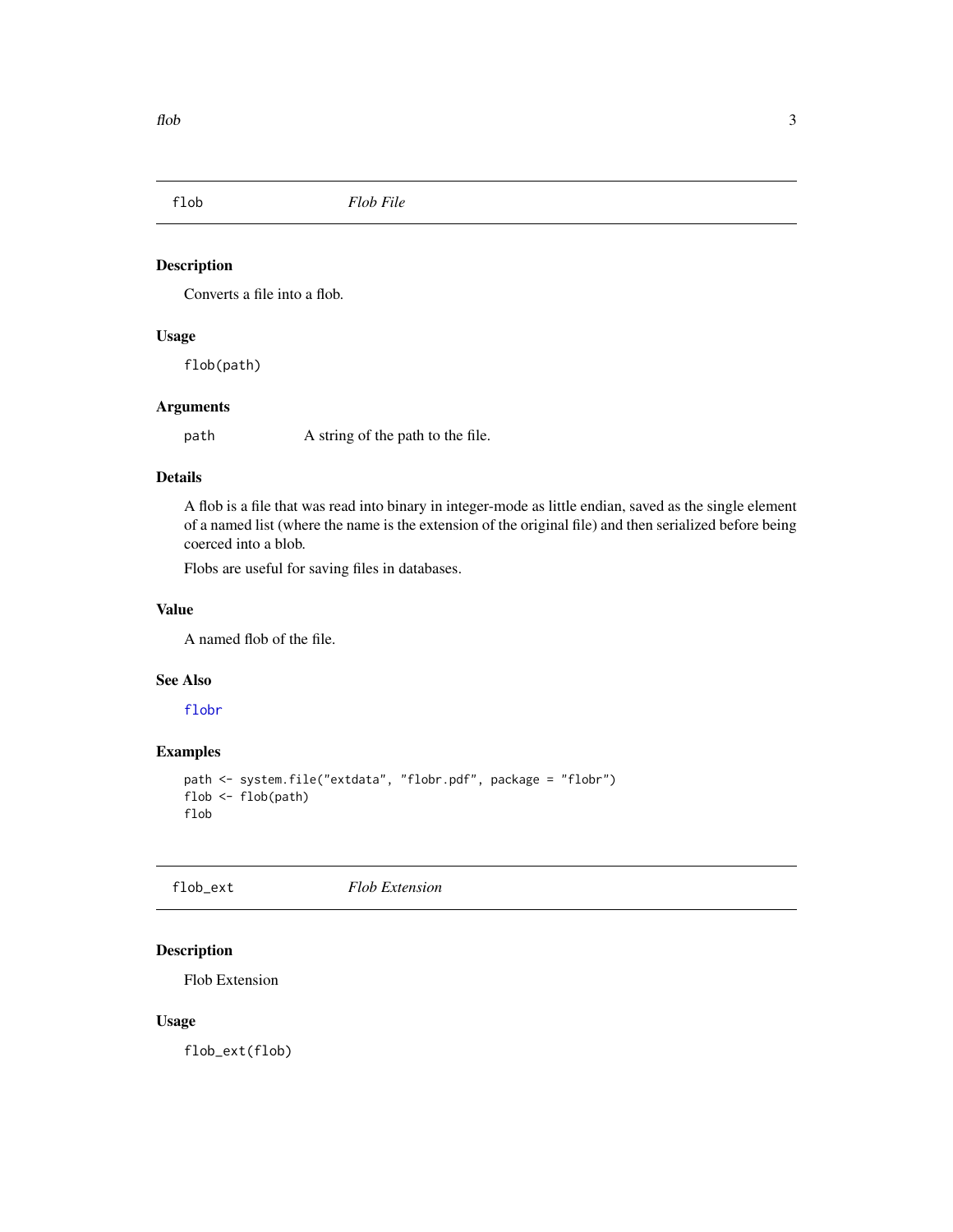## flob — *Flob File*

### Description

Converts a file into a flob.

### Usage

```
flob(path)
```

### Arguments

| | |
|---|---|
| path | A string of the path to the file. |

### Details

A flob is a file that was read into binary in integer-mode as little endian, saved as the single element of a named list (where the name is the extension of the original file) and then serialized before being coerced into a blob.

Flobs are useful for saving files in databases.

### Value

A named flob of the file.

### See Also

flobr

### Examples

```
path <- system.file("extdata", "flobr.pdf", package = "flobr")
flob <- flob(path)
flob
```

## flob_ext — *Flob Extension*

### Description

Flob Extension

### Usage

```
flob_ext(flob)
```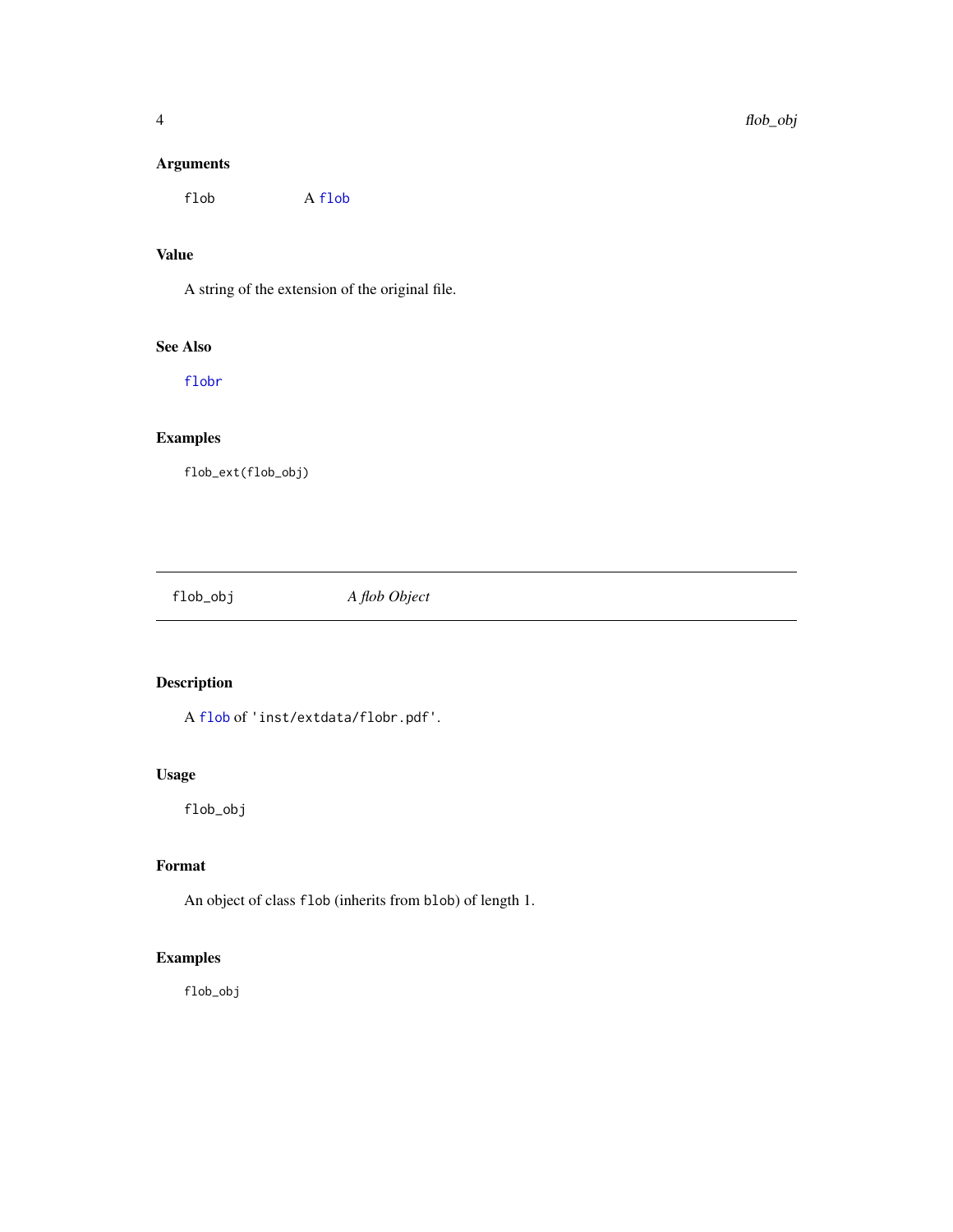### Arguments

flob  A flob

### Value

A string of the extension of the original file.

### See Also

flobr

### Examples

```
flob_ext(flob_obj)
```

## flob_obj    *A flob Object*

### Description

A flob of 'inst/extdata/flobr.pdf'.

### Usage

```
flob_obj
```

### Format

An object of class flob (inherits from blob) of length 1.

### Examples

```
flob_obj
```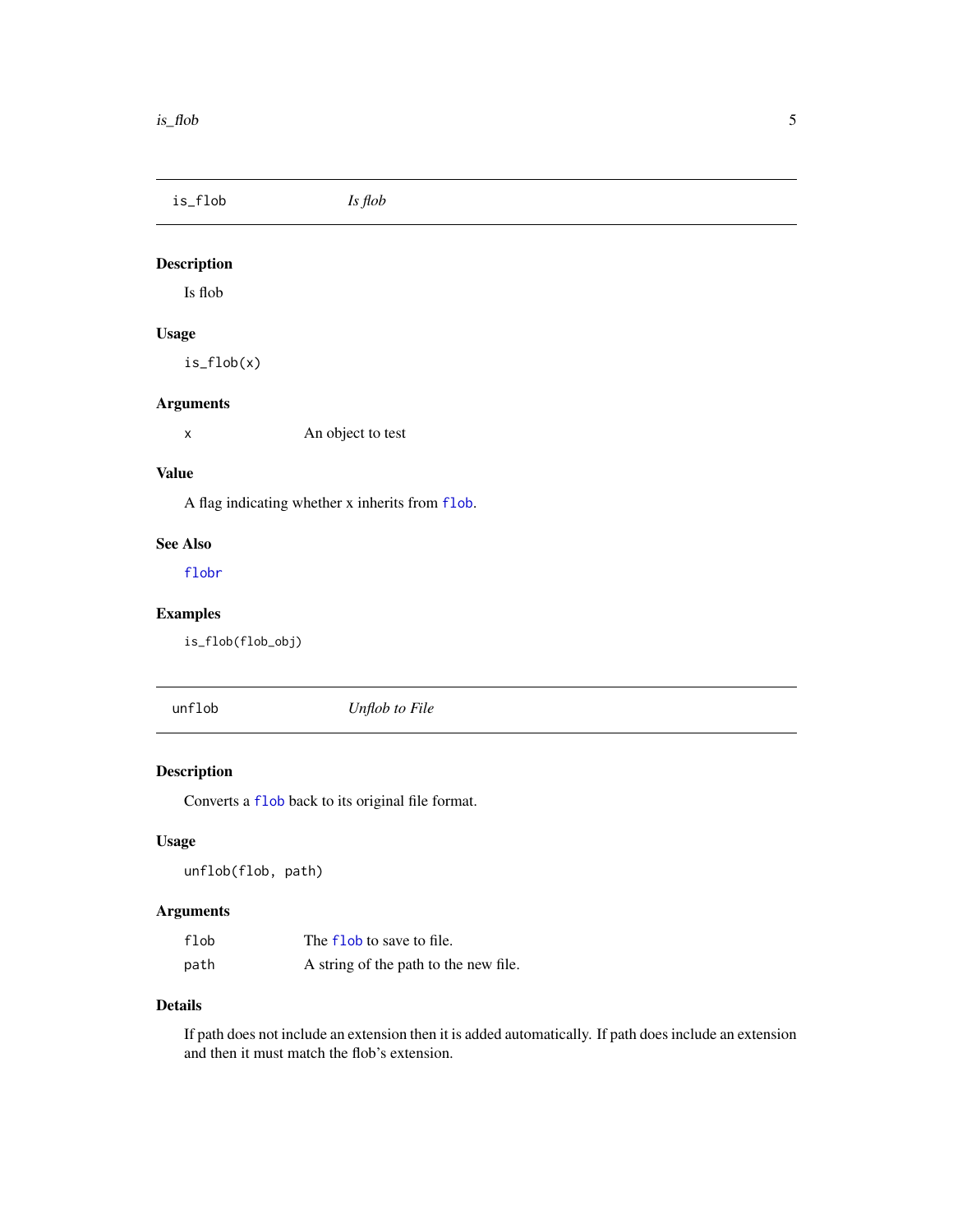## is_flob — *Is flob*

### Description

Is flob

### Usage

```
is_flob(x)
```

### Arguments

| | |
|---|---|
| x | An object to test |

### Value

A flag indicating whether x inherits from `flob`.

### See Also

`flobr`

### Examples

```
is_flob(flob_obj)
```

## unflob — *Unflob to File*

### Description

Converts a `flob` back to its original file format.

### Usage

```
unflob(flob, path)
```

### Arguments

| | |
|---|---|
| flob | The `flob` to save to file. |
| path | A string of the path to the new file. |

### Details

If path does not include an extension then it is added automatically. If path does include an extension and then it must match the flob's extension.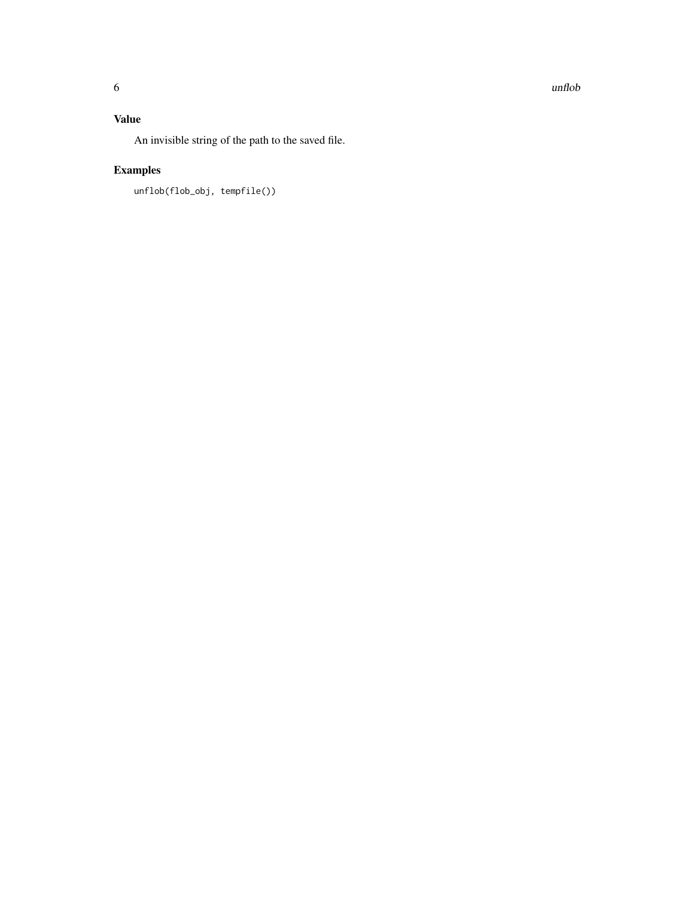## Value

An invisible string of the path to the saved file.

## Examples

```
unflob(flob_obj, tempfile())
```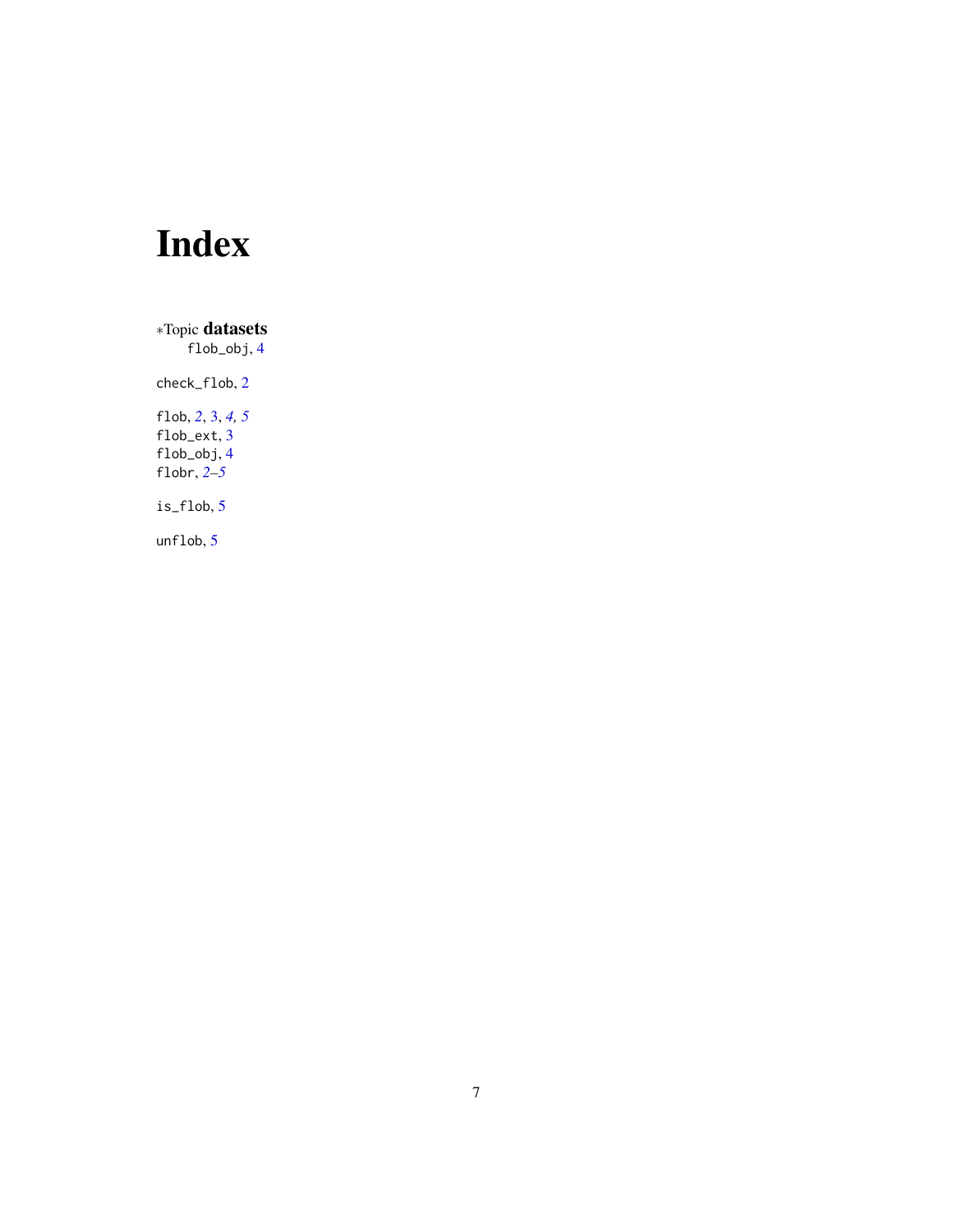# Index

*Topic **datasets**
    flob_obj, 4

check_flob, 2

flob, *2*, 3, *4, 5*
flob_ext, 3
flob_obj, 4
flobr, *2–5*

is_flob, 5

unflob, 5